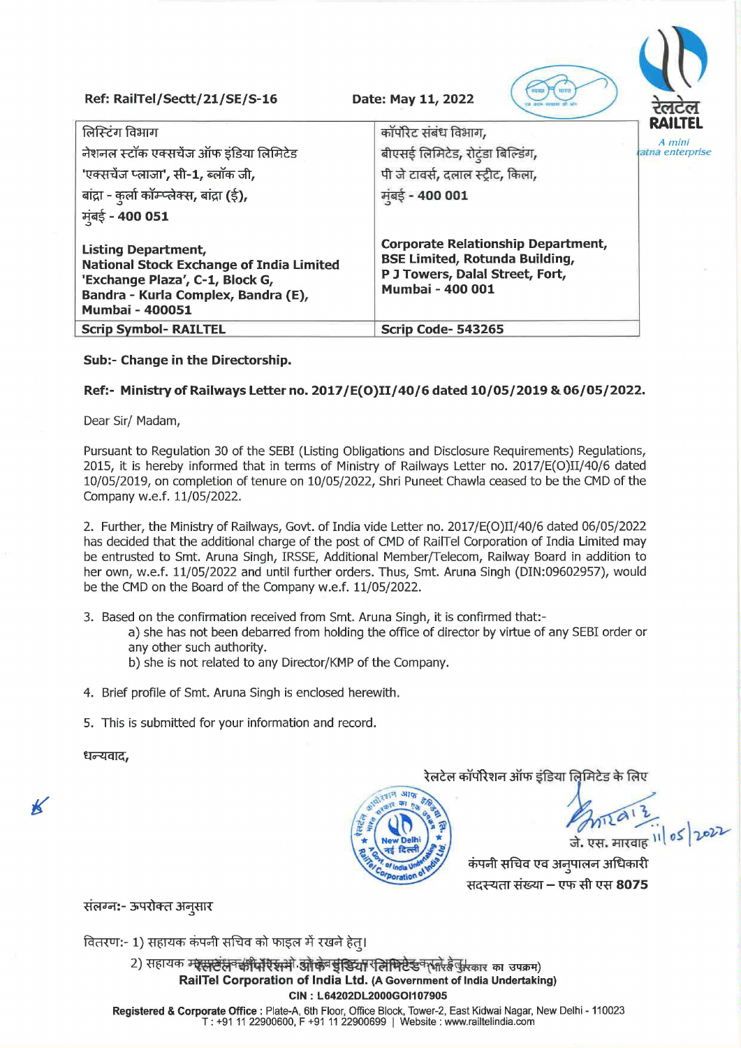Ref: RailTel/Sectt/21/SE/S-16 Date: May 11, 2022

RAILTEL
A mini ratna enterprise

| लिस्टिंग विभाग<br>नेशनल स्टॉक एक्सचेंज ऑफ इंडिया लिमिटेड<br>'एक्सचेंज प्लाजा', सी-1, ब्लॉक जी,<br>बांद्रा - कुर्ला कॉम्प्लेक्स, बांद्रा (ई),<br>मुंबई - 400 051<br><br>**Listing Department,**<br>**National Stock Exchange of India Limited**<br>**'Exchange Plaza', C-1, Block G,**<br>**Bandra - Kurla Complex, Bandra (E),**<br>**Mumbai - 400051** | कॉर्पोरेट संबंध विभाग,<br>बीएसई लिमिटेड, रोटुंडा बिल्डिंग,<br>पी जे टावर्स, दलाल स्ट्रीट, किला,<br>मुंबई - 400 001<br><br>**Corporate Relationship Department,**<br>**BSE Limited, Rotunda Building,**<br>**P J Towers, Dalal Street, Fort,**<br>**Mumbai - 400 001** |
|---|---|
| **Scrip Symbol- RAILTEL** | **Scrip Code- 543265** |

**Sub:- Change in the Directorship.**

**Ref:- Ministry of Railways Letter no. 2017/E(O)II/40/6 dated 10/05/2019 & 06/05/2022.**

Dear Sir/ Madam,

Pursuant to Regulation 30 of the SEBI (Listing Obligations and Disclosure Requirements) Regulations, 2015, it is hereby informed that in terms of Ministry of Railways Letter no. 2017/E(O)II/40/6 dated 10/05/2019, on completion of tenure on 10/05/2022, Shri Puneet Chawla ceased to be the CMD of the Company w.e.f. 11/05/2022.

2. Further, the Ministry of Railways, Govt. of India vide Letter no. 2017/E(O)II/40/6 dated 06/05/2022 has decided that the additional charge of the post of CMD of RailTel Corporation of India Limited may be entrusted to Smt. Aruna Singh, IRSSE, Additional Member/Telecom, Railway Board in addition to her own, w.e.f. 11/05/2022 and until further orders. Thus, Smt. Aruna Singh (DIN:09602957), would be the CMD on the Board of the Company w.e.f. 11/05/2022.

3. Based on the confirmation received from Smt. Aruna Singh, it is confirmed that:-
   a) she has not been debarred from holding the office of director by virtue of any SEBI order or any other such authority.
   b) she is not related to any Director/KMP of the Company.

4. Brief profile of Smt. Aruna Singh is enclosed herewith.

5. This is submitted for your information and record.

धन्यवाद,

रेलटेल कॉर्पोरेशन ऑफ इंडिया लिमिटेड के लिए

11/05/2022

जे. एस. मारवाह
कंपनी सचिव एव अनुपालन अधिकारी
सदस्यता संख्या – एफ सी एस **8075**

संलग्न:- ऊपरोक्त अनुसार

वितरण:- 1) सहायक कंपनी सचिव को फाइल में रखने हेतु।
2) सहायक महाप्रबंधक/आईटी को वेबसाइट पर अपलोड करने हेतु।

**RailTel Corporation of India Ltd. (A Government of India Undertaking)**
(भारत सरकार का उपक्रम)
**CIN : L64202DL2000GOI107905**
**Registered & Corporate Office** : Plate-A, 6th Floor, Office Block, Tower-2, East Kidwai Nagar, New Delhi - 110023
T : +91 11 22900600, F +91 11 22900699 | Website : www.railtelindia.com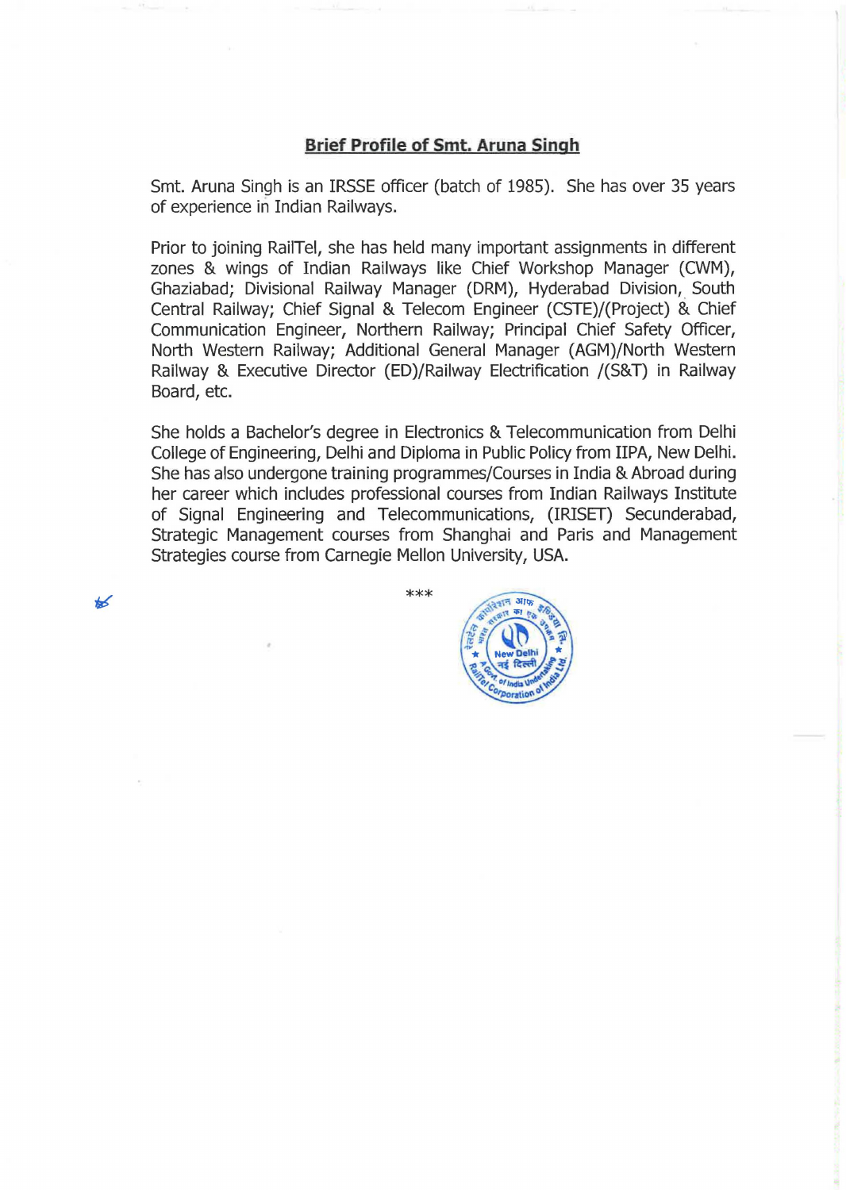## Brief Profile of Smt. Aruna Singh

Smt. Aruna Singh is an IRSSE officer (batch of 1985). She has over 35 years of experience in Indian Railways.

Prior to joining RailTel, she has held many important assignments in different zones & wings of Indian Railways like Chief Workshop Manager (CWM), Ghaziabad; Divisional Railway Manager (DRM), Hyderabad Division, South Central Railway; Chief Signal & Telecom Engineer (CSTE)/(Project) & Chief Communication Engineer, Northern Railway; Principal Chief Safety Officer, North Western Railway; Additional General Manager (AGM)/North Western Railway & Executive Director (ED)/Railway Electrification /(S&T) in Railway Board, etc.

She holds a Bachelor's degree in Electronics & Telecommunication from Delhi College of Engineering, Delhi and Diploma in Public Policy from IIPA, New Delhi. She has also undergone training programmes/Courses in India & Abroad during her career which includes professional courses from Indian Railways Institute of Signal Engineering and Telecommunications, (IRISET) Secunderabad, Strategic Management courses from Shanghai and Paris and Management Strategies course from Carnegie Mellon University, USA.

***